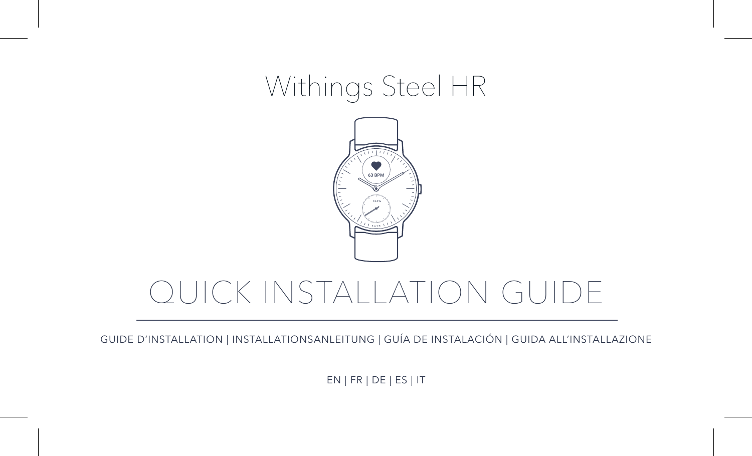# Withings Steel HR

# QUICK INSTALLATION GUIDE

GUIDE D'INSTALLATION | INSTALLATIONSANLEITUNG | GUÍA DE INSTALACIÓN | GUIDA ALL'INSTALLAZIONE

EN | FR | DE | ES | IT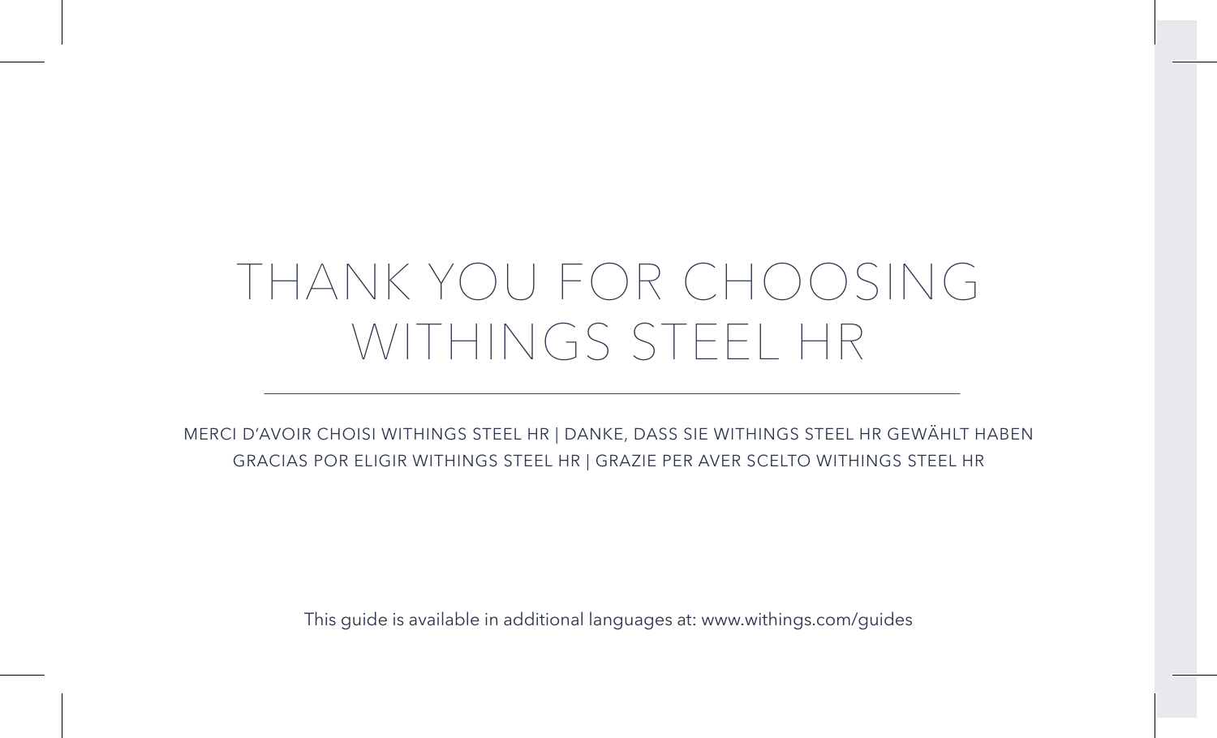# THANK YOU FOR CHOOSING WITHINGS STEEL HR

MERCI D'AVOIR CHOISI WITHINGS STEEL HR | DANKE, DASS SIE WITHINGS STEEL HR GEWÄHLT HABEN
GRACIAS POR ELIGIR WITHINGS STEEL HR | GRAZIE PER AVER SCELTO WITHINGS STEEL HR

This guide is available in additional languages at: www.withings.com/guides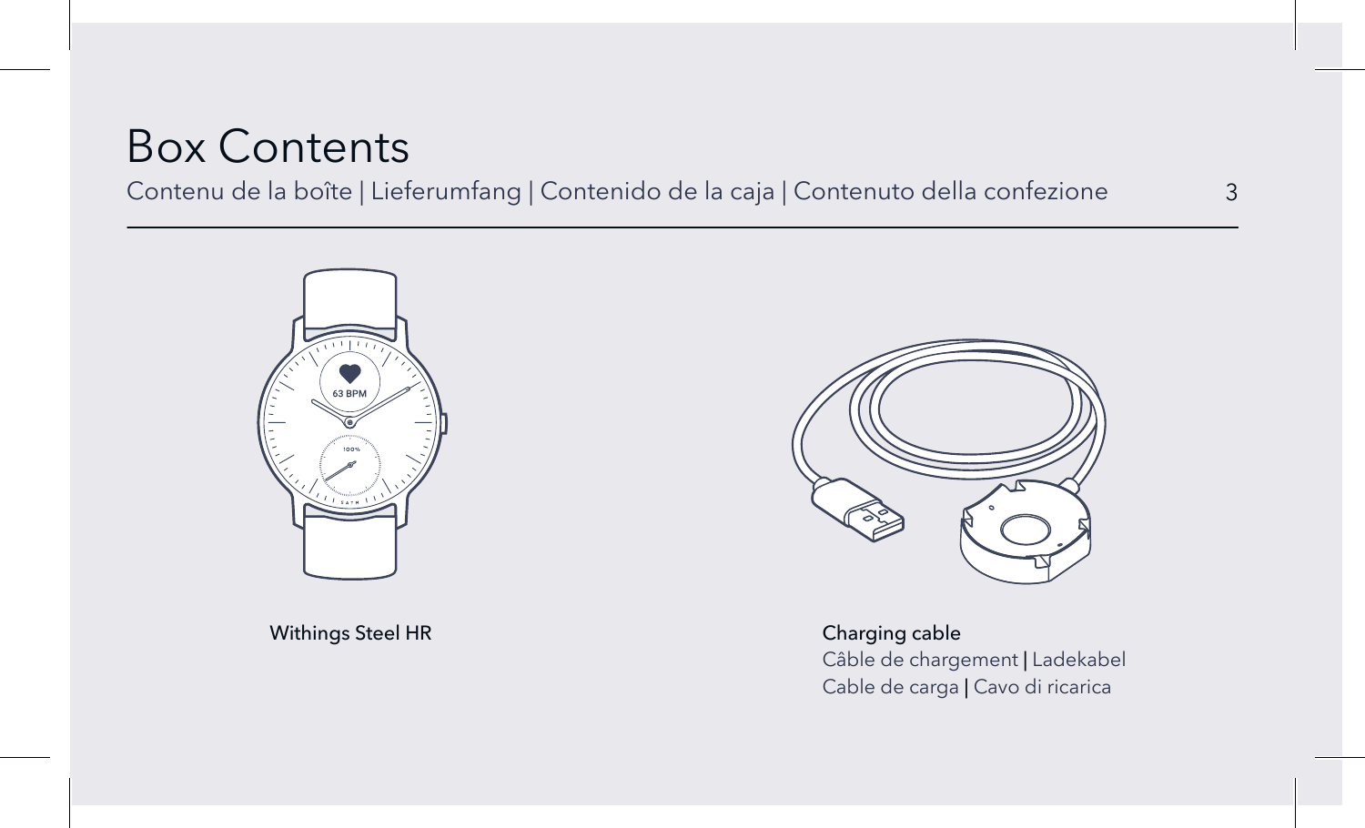# Box Contents

Contenu de la boîte | Lieferumfang | Contenido de la caja | Contenuto della confezione

Withings Steel HR

**Charging cable**
Câble de chargement | Ladekabel
Cable de carga | Cavo di ricarica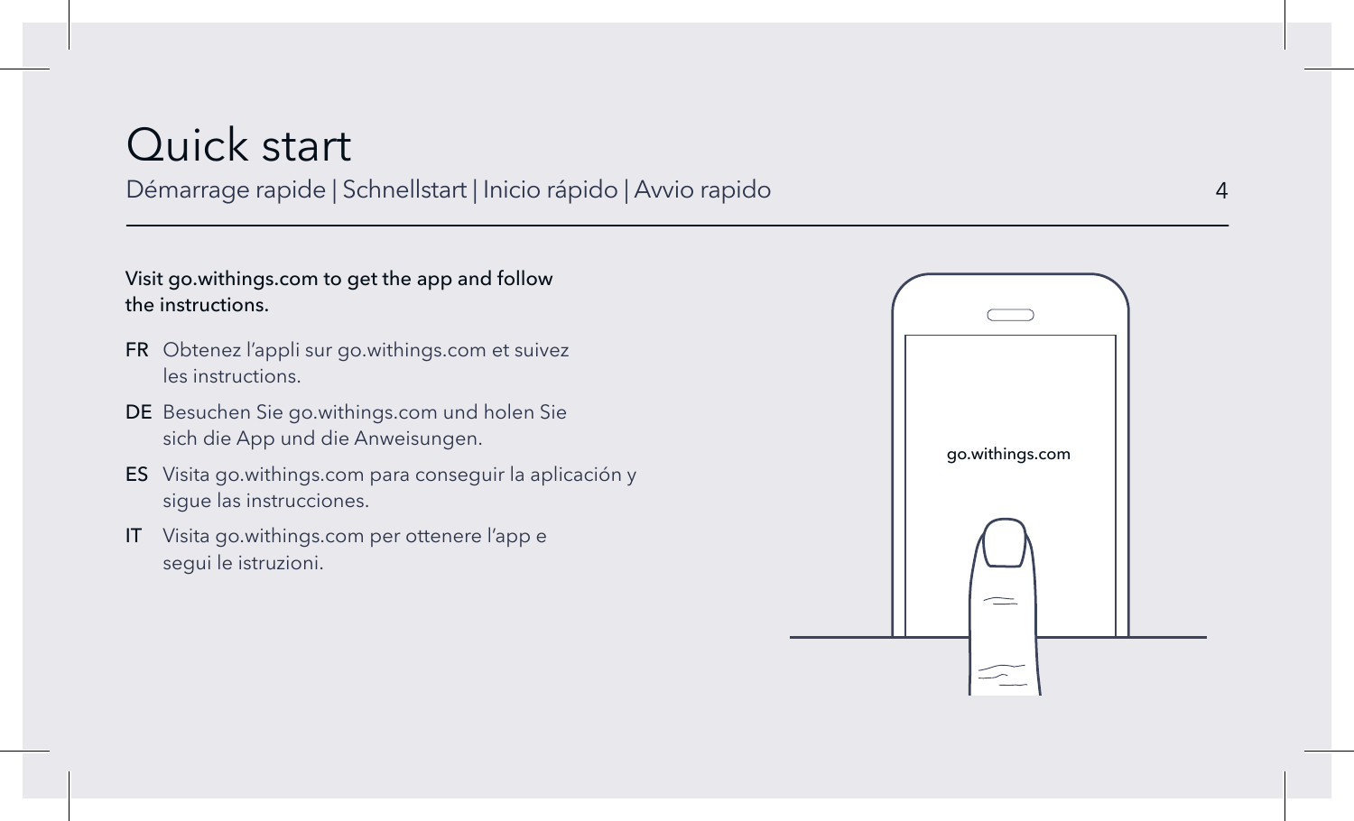# Quick start

Démarrage rapide | Schnellstart | Inicio rápido | Avvio rapido

**Visit go.withings.com to get the app and follow the instructions.**

**FR** Obtenez l'appli sur go.withings.com et suivez les instructions.

**DE** Besuchen Sie go.withings.com und holen Sie sich die App und die Anweisungen.

**ES** Visita go.withings.com para conseguir la aplicación y sigue las instrucciones.

**IT** Visita go.withings.com per ottenere l'app e segui le istruzioni.

go.withings.com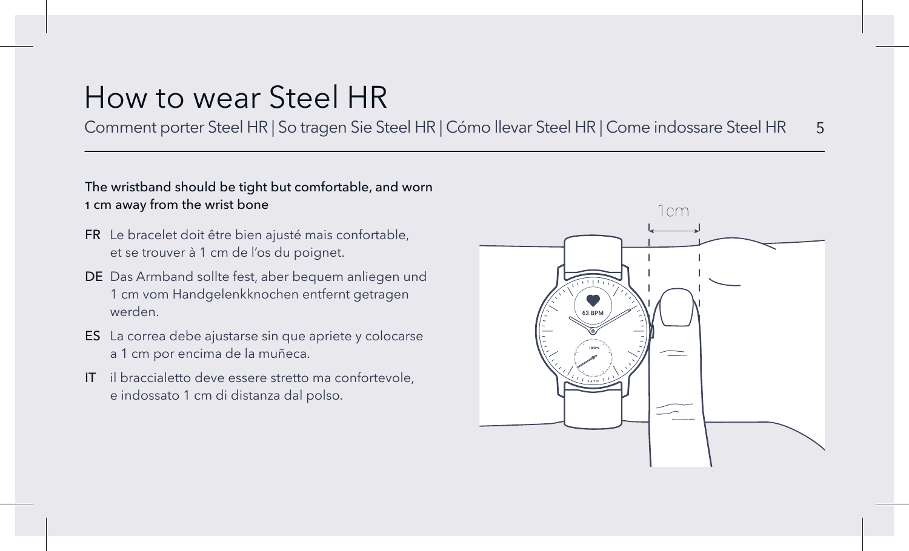# How to wear Steel HR

Comment porter Steel HR | So tragen Sie Steel HR | Cómo llevar Steel HR | Come indossare Steel HR

**The wristband should be tight but comfortable, and worn 1 cm away from the wrist bone**

**FR** Le bracelet doit être bien ajusté mais confortable, et se trouver à 1 cm de l'os du poignet.

**DE** Das Armband sollte fest, aber bequem anliegen und 1 cm vom Handgelenkknochen entfernt getragen werden.

**ES** La correa debe ajustarse sin que apriete y colocarse a 1 cm por encima de la muñeca.

**IT** il braccialetto deve essere stretto ma confortevole, e indossato 1 cm di distanza dal polso.

1cm

63 BPM

100%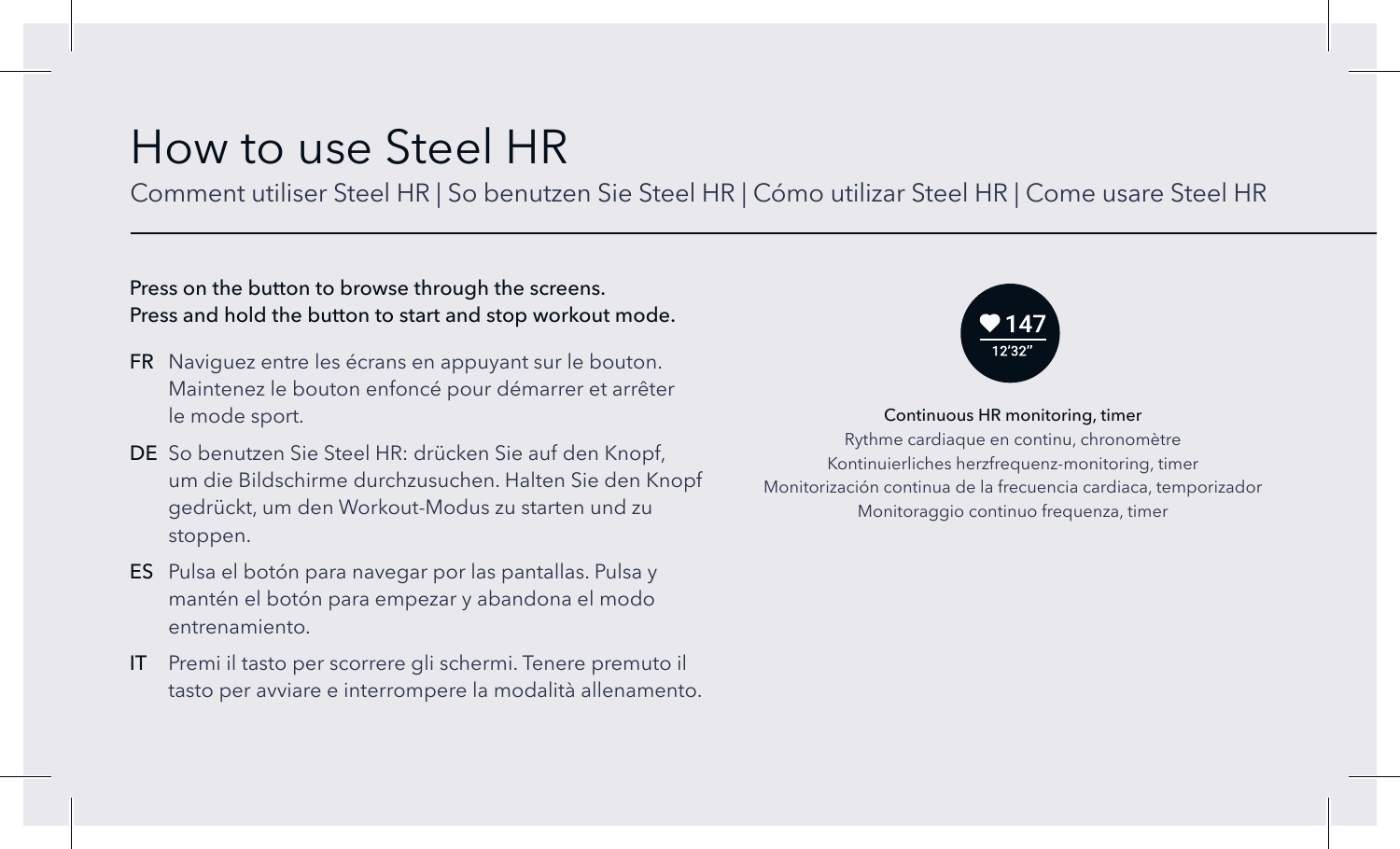# How to use Steel HR

Comment utiliser Steel HR | So benutzen Sie Steel HR | Cómo utilizar Steel HR | Come usare Steel HR

Press on the button to browse through the screens.
Press and hold the button to start and stop workout mode.

**FR** Naviguez entre les écrans en appuyant sur le bouton. Maintenez le bouton enfoncé pour démarrer et arrêter le mode sport.

**DE** So benutzen Sie Steel HR: drücken Sie auf den Knopf, um die Bildschirme durchzusuchen. Halten Sie den Knopf gedrückt, um den Workout-Modus zu starten und zu stoppen.

**ES** Pulsa el botón para navegar por las pantallas. Pulsa y mantén el botón para empezar y abandona el modo entrenamiento.

**IT** Premi il tasto per scorrere gli schermi. Tenere premuto il tasto per avviare e interrompere la modalità allenamento.

147
12'32"

Continuous HR monitoring, timer
Rythme cardiaque en continu, chronomètre
Kontinuierliches herzfrequenz-monitoring, timer
Monitorización continua de la frecuencia cardiaca, temporizador
Monitoraggio continuo frequenza, timer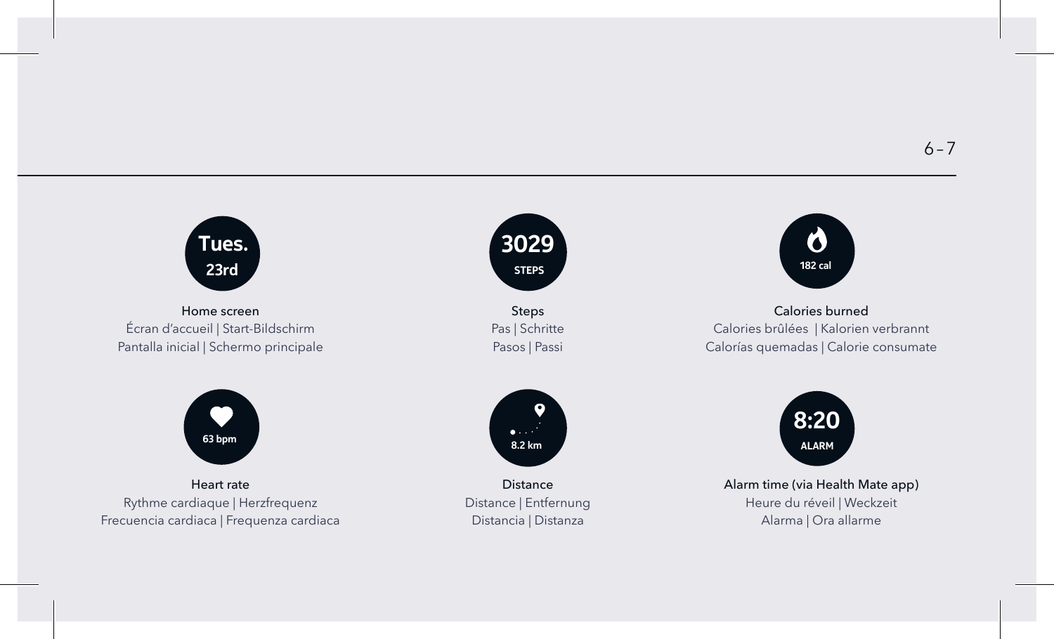Tues.
23rd

Home screen
Écran d'accueil | Start-Bildschirm
Pantalla inicial | Schermo principale

3029
STEPS

Steps
Pas | Schritte
Pasos | Passi

182 cal

Calories burned
Calories brûlées | Kalorien verbrannt
Calorías quemadas | Calorie consumate

63 bpm

Heart rate
Rythme cardiaque | Herzfrequenz
Frecuencia cardiaca | Frequenza cardiaca

8.2 km

Distance
Distance | Entfernung
Distancia | Distanza

8:20
ALARM

Alarm time (via Health Mate app)
Heure du réveil | Weckzeit
Alarma | Ora allarme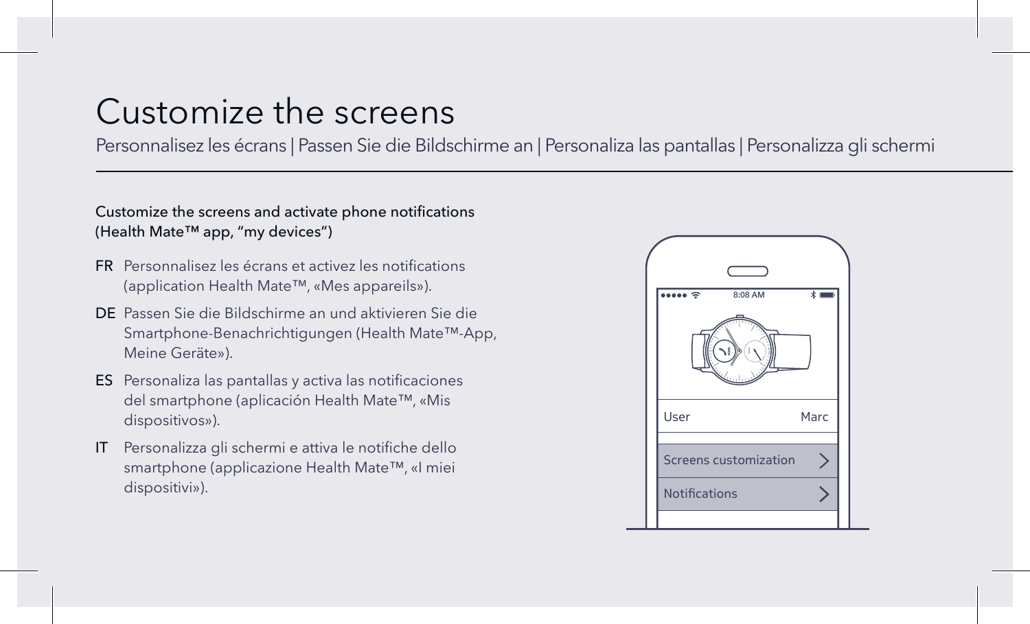# Customize the screens

Personnalisez les écrans | Passen Sie die Bildschirme an | Personaliza las pantallas | Personalizza gli schermi

**Customize the screens and activate phone notifications (Health Mate™ app, "my devices")**

FR Personnalisez les écrans et activez les notifications (application Health Mate™, «Mes appareils»).

DE Passen Sie die Bildschirme an und aktivieren Sie die Smartphone-Benachrichtigungen (Health Mate™-App, Meine Geräte»).

ES Personaliza las pantallas y activa las notificaciones del smartphone (aplicación Health Mate™, «Mis dispositivos»).

IT Personalizza gli schermi e attiva le notifiche dello smartphone (applicazione Health Mate™, «I miei dispositivi»).

8:08 AM

User Marc

Screens customization

Notifications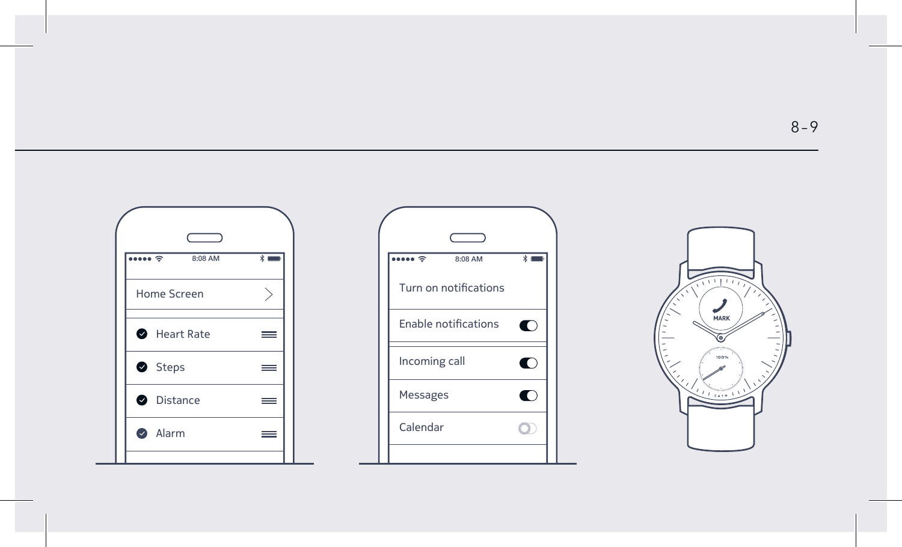8:08 AM

Home Screen

Heart Rate

Steps

Distance

Alarm

8:08 AM

Turn on notifications

Enable notifications

Incoming call

Messages

Calendar

MARK

100%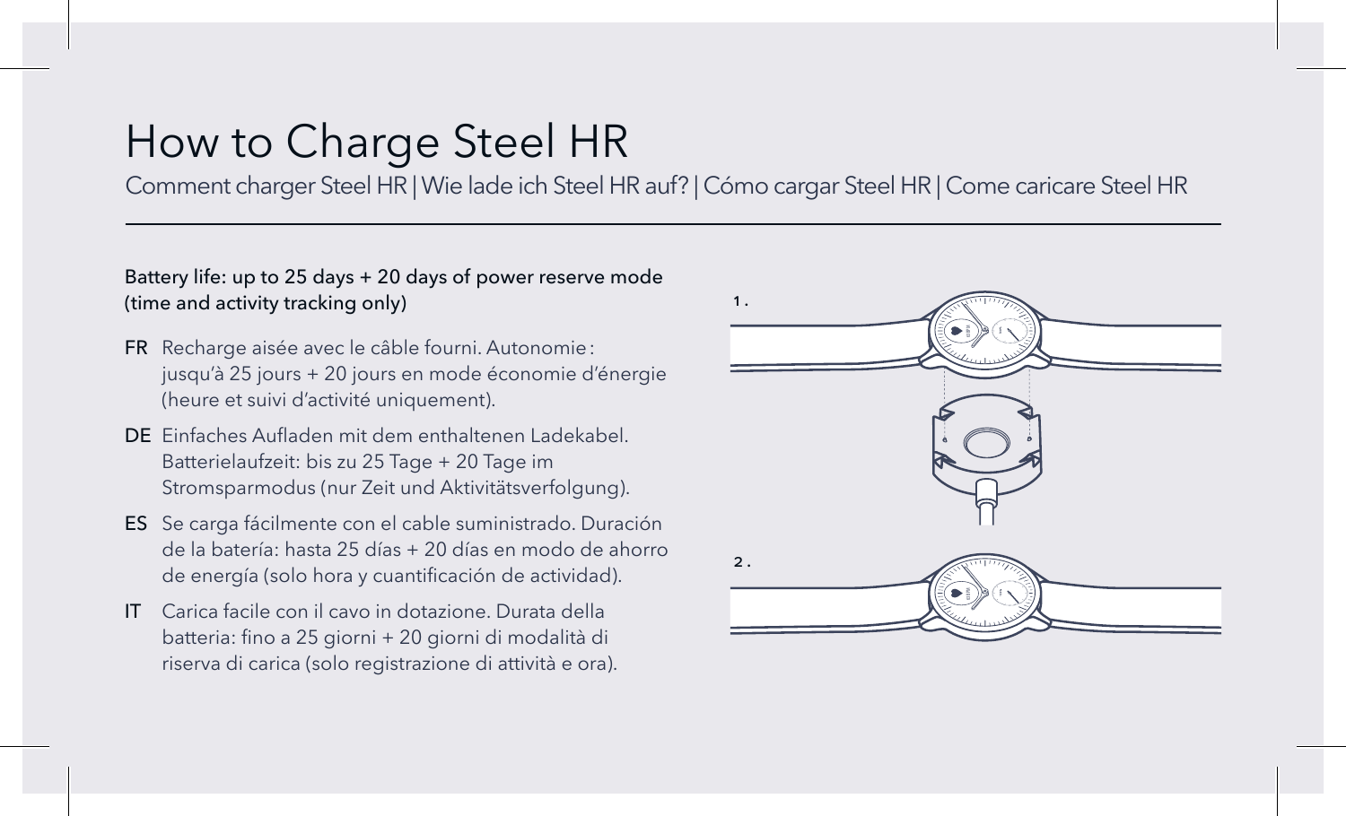# How to Charge Steel HR

Comment charger Steel HR | Wie lade ich Steel HR auf? | Cómo cargar Steel HR | Come caricare Steel HR

Battery life: up to 25 days + 20 days of power reserve mode (time and activity tracking only)

**FR** Recharge aisée avec le câble fourni. Autonomie : jusqu'à 25 jours + 20 jours en mode économie d'énergie (heure et suivi d'activité uniquement).

**DE** Einfaches Aufladen mit dem enthaltenen Ladekabel. Batterielaufzeit: bis zu 25 Tage + 20 Tage im Stromsparmodus (nur Zeit und Aktivitätsverfolgung).

**ES** Se carga fácilmente con el cable suministrado. Duración de la batería: hasta 25 días + 20 días en modo de ahorro de energía (solo hora y cuantificación de actividad).

**IT** Carica facile con il cavo in dotazione. Durata della batteria: fino a 25 giorni + 20 giorni di modalità di riserva di carica (solo registrazione di attività e ora).

1.

2.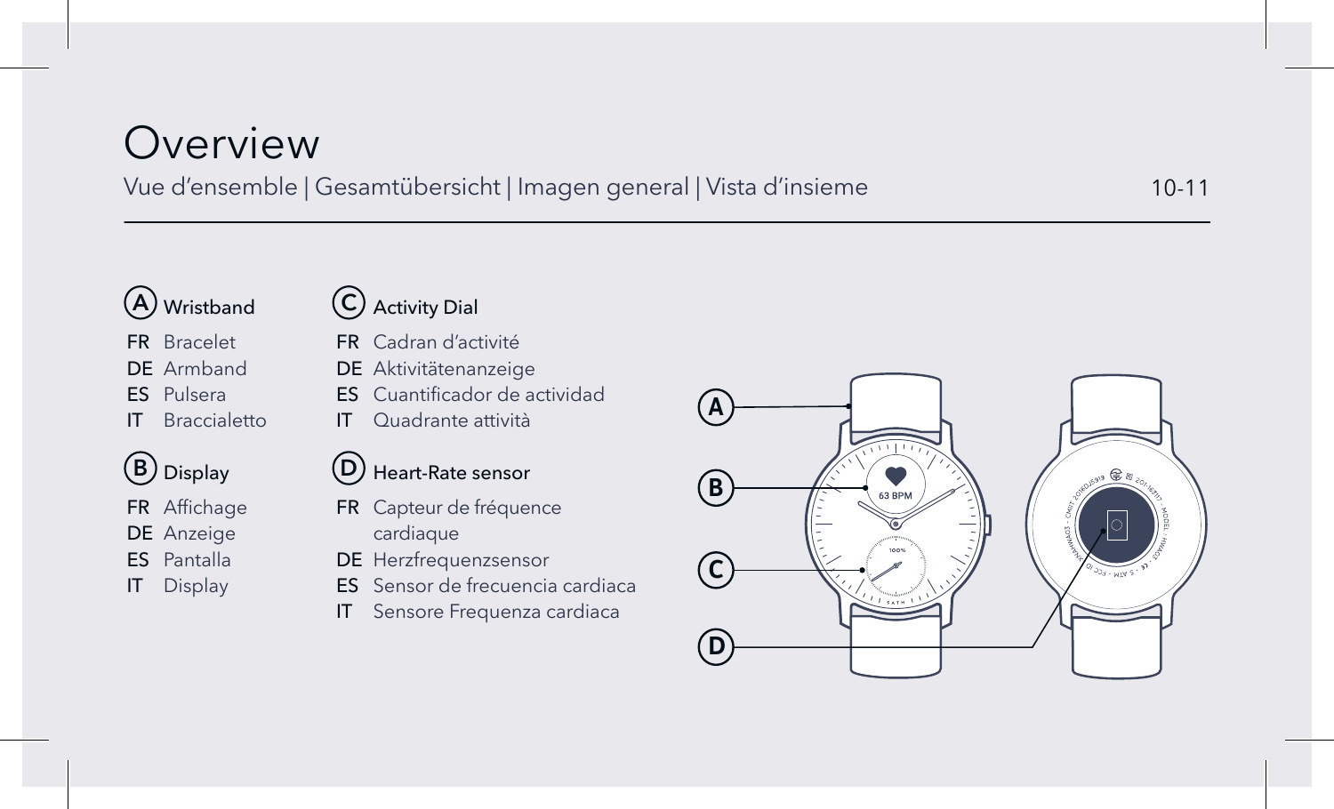# Overview

Vue d'ensemble | Gesamtübersicht | Imagen general | Vista d'insieme

### (A) Wristband

- FR Bracelet
- DE Armband
- ES Pulsera
- IT Braccialetto

### (B) Display

- FR Affichage
- DE Anzeige
- ES Pantalla
- IT Display

### (C) Activity Dial

- FR Cadran d'activité
- DE Aktivitätenanzeige
- ES Cuantificador de actividad
- IT Quadrante attività

### (D) Heart-Rate sensor

- FR Capteur de fréquence cardiaque
- DE Herzfrequenzsensor
- ES Sensor de frecuencia cardiaca
- IT Sensore Frequenza cardiaca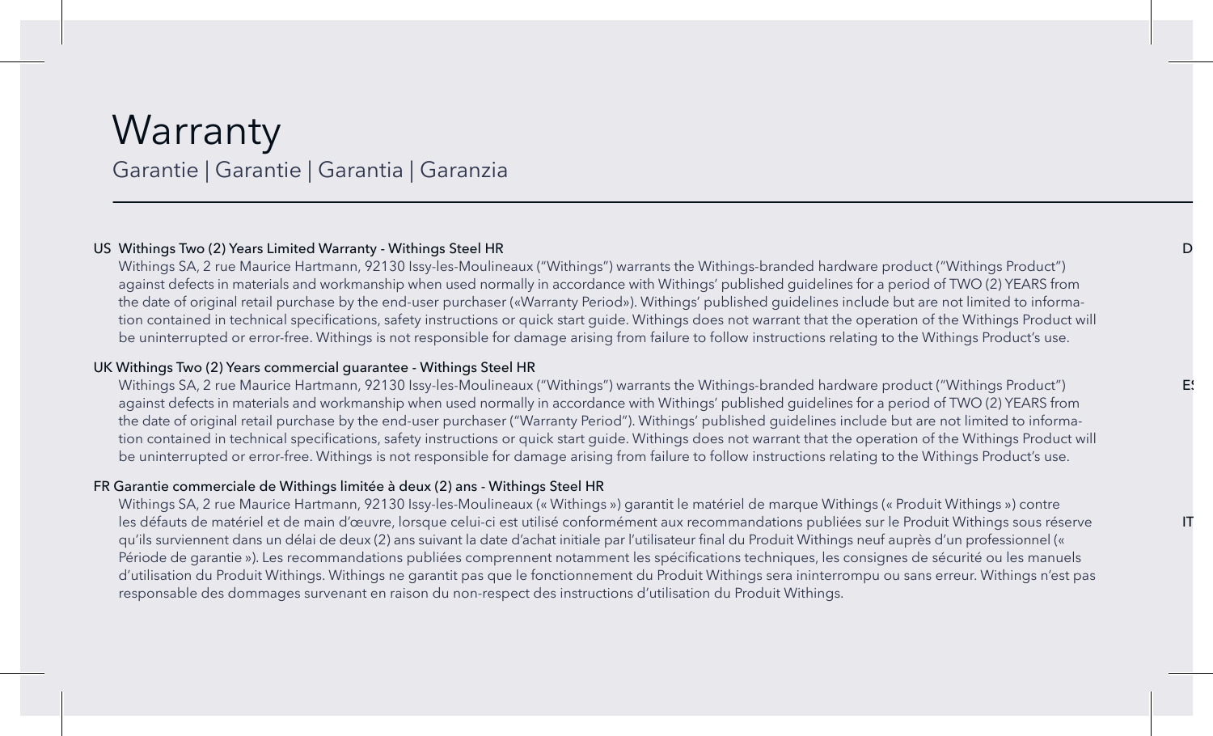# Warranty

Garantie | Garantie | Garantia | Garanzia

US Withings Two (2) Years Limited Warranty - Withings Steel HR

Withings SA, 2 rue Maurice Hartmann, 92130 Issy-les-Moulineaux (“Withings”) warrants the Withings-branded hardware product (“Withings Product”) against defects in materials and workmanship when used normally in accordance with Withings’ published guidelines for a period of TWO (2) YEARS from the date of original retail purchase by the end-user purchaser («Warranty Period»). Withings’ published guidelines include but are not limited to information contained in technical specifications, safety instructions or quick start guide. Withings does not warrant that the operation of the Withings Product will be uninterrupted or error-free. Withings is not responsible for damage arising from failure to follow instructions relating to the Withings Product’s use.

UK Withings Two (2) Years commercial guarantee - Withings Steel HR

Withings SA, 2 rue Maurice Hartmann, 92130 Issy-les-Moulineaux (“Withings”) warrants the Withings-branded hardware product (“Withings Product”) against defects in materials and workmanship when used normally in accordance with Withings’ published guidelines for a period of TWO (2) YEARS from the date of original retail purchase by the end-user purchaser (“Warranty Period”). Withings’ published guidelines include but are not limited to information contained in technical specifications, safety instructions or quick start guide. Withings does not warrant that the operation of the Withings Product will be uninterrupted or error-free. Withings is not responsible for damage arising from failure to follow instructions relating to the Withings Product’s use.

FR Garantie commerciale de Withings limitée à deux (2) ans - Withings Steel HR

Withings SA, 2 rue Maurice Hartmann, 92130 Issy-les-Moulineaux (« Withings ») garantit le matériel de marque Withings (« Produit Withings ») contre les défauts de matériel et de main d’œuvre, lorsque celui-ci est utilisé conformément aux recommandations publiées sur le Produit Withings sous réserve qu’ils surviennent dans un délai de deux (2) ans suivant la date d’achat initiale par l’utilisateur final du Produit Withings neuf auprès d’un professionnel (« Période de garantie »). Les recommandations publiées comprennent notamment les spécifications techniques, les consignes de sécurité ou les manuels d’utilisation du Produit Withings. Withings ne garantit pas que le fonctionnement du Produit Withings sera ininterrompu ou sans erreur. Withings n’est pas responsable des dommages survenant en raison du non-respect des instructions d’utilisation du Produit Withings.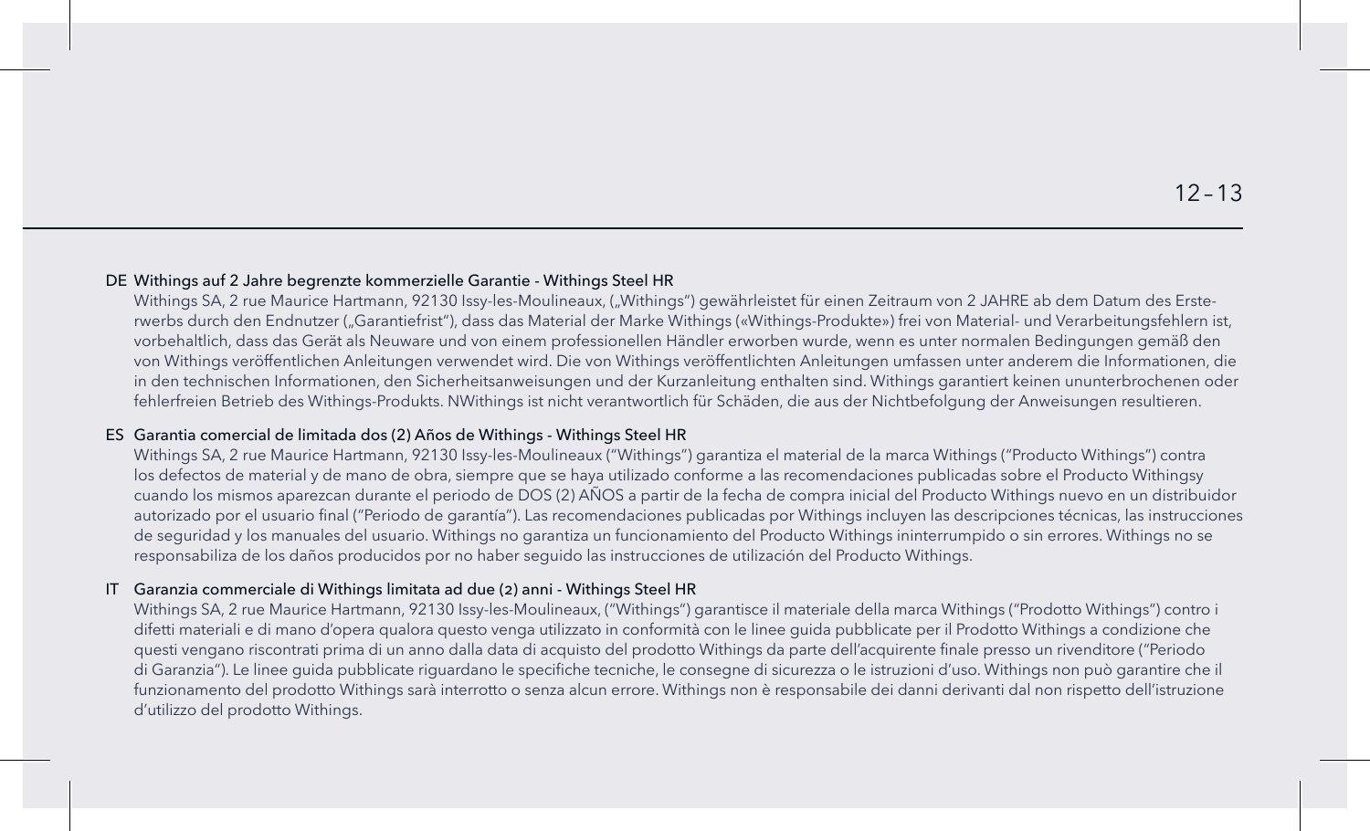**DE Withings auf 2 Jahre begrenzte kommerzielle Garantie - Withings Steel HR**

Withings SA, 2 rue Maurice Hartmann, 92130 Issy-les-Moulineaux, („Withings") gewährleistet für einen Zeitraum von 2 JAHRE ab dem Datum des Ersterwerbs durch den Endnutzer („Garantiefrist"), dass das Material der Marke Withings («Withings-Produkte») frei von Material- und Verarbeitungsfehlern ist, vorbehaltlich, dass das Gerät als Neuware und von einem professionellen Händler erworben wurde, wenn es unter normalen Bedingungen gemäß den von Withings veröffentlichen Anleitungen verwendet wird. Die von Withings veröffentlichten Anleitungen umfassen unter anderem die Informationen, die in den technischen Informationen, den Sicherheitsanweisungen und der Kurzanleitung enthalten sind. Withings garantiert keinen ununterbrochenen oder fehlerfreien Betrieb des Withings-Produkts. NWithings ist nicht verantwortlich für Schäden, die aus der Nichtbefolgung der Anweisungen resultieren.

**ES Garantia comercial de limitada dos (2) Años de Withings - Withings Steel HR**

Withings SA, 2 rue Maurice Hartmann, 92130 Issy-les-Moulineaux ("Withings") garantiza el material de la marca Withings ("Producto Withings") contra los defectos de material y de mano de obra, siempre que se haya utilizado conforme a las recomendaciones publicadas sobre el Producto Withingsy cuando los mismos aparezcan durante el periodo de DOS (2) AÑOS a partir de la fecha de compra inicial del Producto Withings nuevo en un distribuidor autorizado por el usuario final ("Periodo de garantía"). Las recomendaciones publicadas por Withings incluyen las descripciones técnicas, las instrucciones de seguridad y los manuales del usuario. Withings no garantiza un funcionamiento del Producto Withings ininterrumpido o sin errores. Withings no se responsabiliza de los daños producidos por no haber seguido las instrucciones de utilización del Producto Withings.

**IT Garanzia commerciale di Withings limitata ad due (2) anni - Withings Steel HR**

Withings SA, 2 rue Maurice Hartmann, 92130 Issy-les-Moulineaux, ("Withings") garantisce il materiale della marca Withings ("Prodotto Withings") contro i difetti materiali e di mano d'opera qualora questo venga utilizzato in conformità con le linee guida pubblicate per il Prodotto Withings a condizione che questi vengano riscontrati prima di un anno dalla data di acquisto del prodotto Withings da parte dell'acquirente finale presso un rivenditore ("Periodo di Garanzia"). Le linee guida pubblicate riguardano le specifiche tecniche, le consegne di sicurezza o le istruzioni d'uso. Withings non può garantire che il funzionamento del prodotto Withings sarà interrotto o senza alcun errore. Withings non è responsabile dei danni derivanti dal non rispetto dell'istruzione d'utilizzo del prodotto Withings.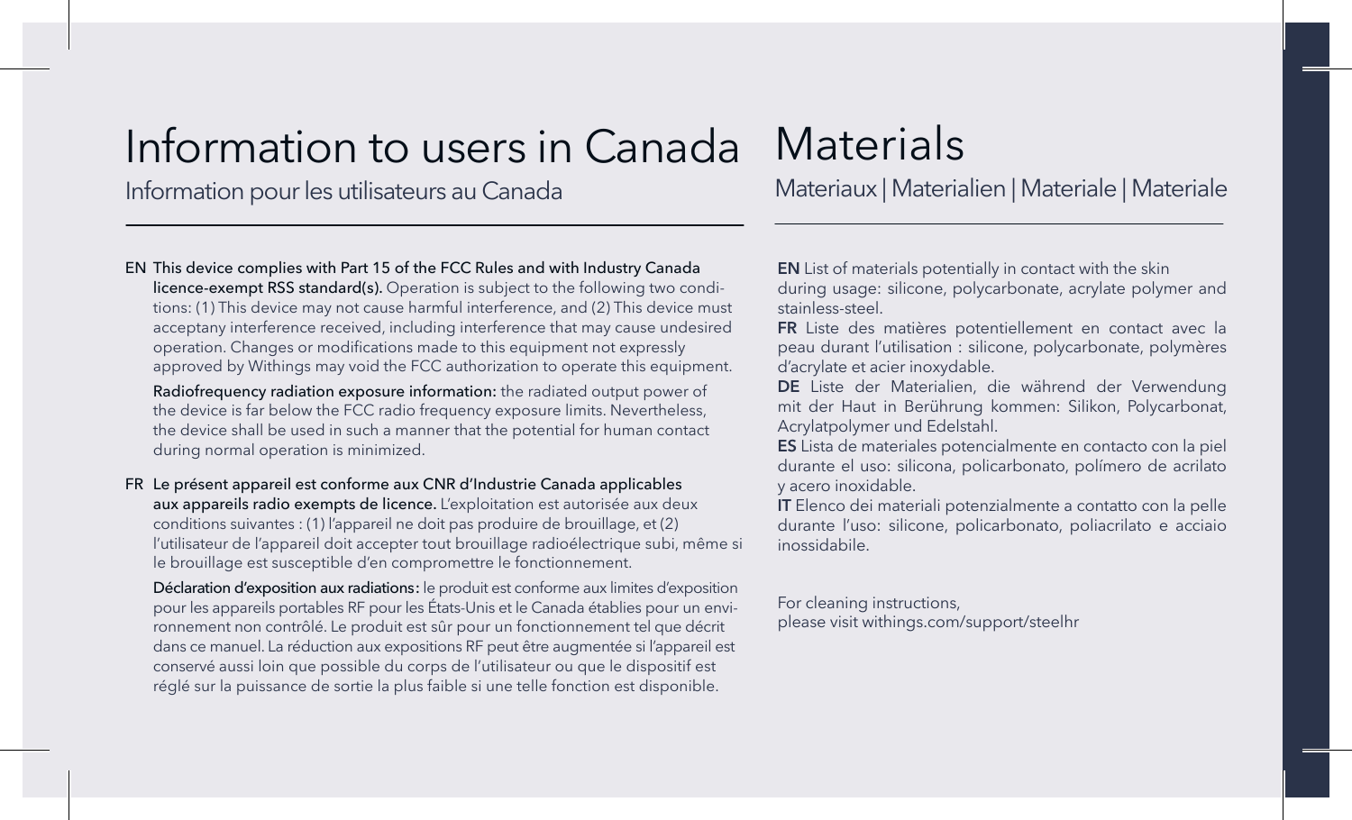# Information to users in Canada

Information pour les utilisateurs au Canada

EN **This device complies with Part 15 of the FCC Rules and with Industry Canada licence-exempt RSS standard(s).** Operation is subject to the following two conditions: (1) This device may not cause harmful interference, and (2) This device must acceptany interference received, including interference that may cause undesired operation. Changes or modifications made to this equipment not expressly approved by Withings may void the FCC authorization to operate this equipment.

**Radiofrequency radiation exposure information:** the radiated output power of the device is far below the FCC radio frequency exposure limits. Nevertheless, the device shall be used in such a manner that the potential for human contact during normal operation is minimized.

FR **Le présent appareil est conforme aux CNR d'Industrie Canada applicables aux appareils radio exempts de licence.** L'exploitation est autorisée aux deux conditions suivantes : (1) l'appareil ne doit pas produire de brouillage, et (2) l'utilisateur de l'appareil doit accepter tout brouillage radioélectrique subi, même si le brouillage est susceptible d'en compromettre le fonctionnement.

**Déclaration d'exposition aux radiations:** le produit est conforme aux limites d'exposition pour les appareils portables RF pour les États-Unis et le Canada établies pour un environnement non contrôlé. Le produit est sûr pour un fonctionnement tel que décrit dans ce manuel. La réduction aux expositions RF peut être augmentée si l'appareil est conservé aussi loin que possible du corps de l'utilisateur ou que le dispositif est réglé sur la puissance de sortie la plus faible si une telle fonction est disponible.

# Materials

Materiaux | Materialien | Materiale | Materiale

**EN** List of materials potentially in contact with the skin during usage: silicone, polycarbonate, acrylate polymer and stainless-steel.

**FR** Liste des matières potentiellement en contact avec la peau durant l'utilisation : silicone, polycarbonate, polymères d'acrylate et acier inoxydable.

**DE** Liste der Materialien, die während der Verwendung mit der Haut in Berührung kommen: Silikon, Polycarbonat, Acrylatpolymer und Edelstahl.

**ES** Lista de materiales potencialmente en contacto con la piel durante el uso: silicona, policarbonato, polímero de acrilato y acero inoxidable.

**IT** Elenco dei materiali potenzialmente a contatto con la pelle durante l'uso: silicone, policarbonato, poliacrilato e acciaio inossidabile.

For cleaning instructions,
please visit withings.com/support/steelhr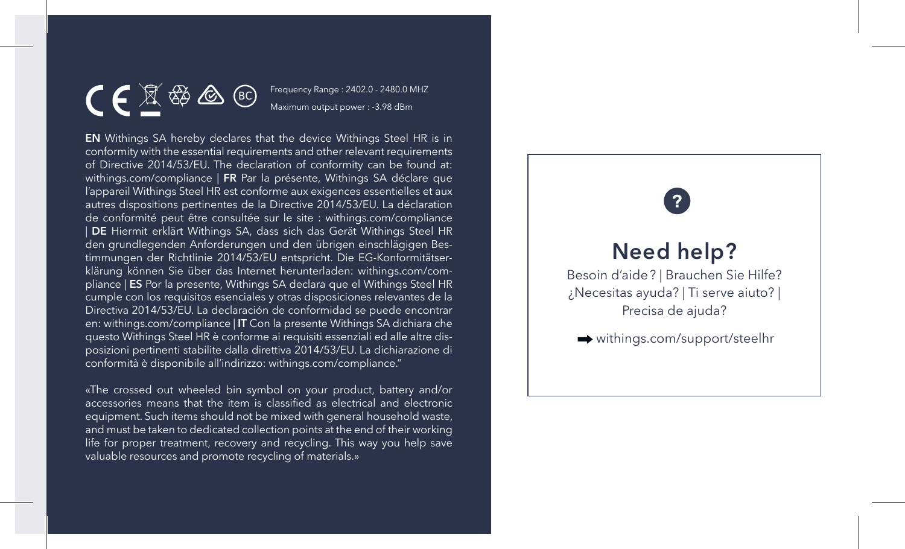Frequency Range : 2402.0 - 2480.0 MHZ

Maximum output power : -3.98 dBm

**EN** Withings SA hereby declares that the device Withings Steel HR is in conformity with the essential requirements and other relevant requirements of Directive 2014/53/EU. The declaration of conformity can be found at: withings.com/compliance | **FR** Par la présente, Withings SA déclare que l'appareil Withings Steel HR est conforme aux exigences essentielles et aux autres dispositions pertinentes de la Directive 2014/53/EU. La déclaration de conformité peut être consultée sur le site : withings.com/compliance | **DE** Hiermit erklärt Withings SA, dass sich das Gerät Withings Steel HR den grundlegenden Anforderungen und den übrigen einschlägigen Bestimmungen der Richtlinie 2014/53/EU entspricht. Die EG-Konformitätserklärung können Sie über das Internet herunterladen: withings.com/compliance | **ES** Por la presente, Withings SA declara que el Withings Steel HR cumple con los requisitos esenciales y otras disposiciones relevantes de la Directiva 2014/53/EU. La declaración de conformidad se puede encontrar en: withings.com/compliance | **IT** Con la presente Withings SA dichiara che questo Withings Steel HR è conforme ai requisiti essenziali ed alle altre disposizioni pertinenti stabilite dalla direttiva 2014/53/EU. La dichiarazione di conformità è disponibile all'indirizzo: withings.com/compliance."

«The crossed out wheeled bin symbol on your product, battery and/or accessories means that the item is classified as electrical and electronic equipment. Such items should not be mixed with general household waste, and must be taken to dedicated collection points at the end of their working life for proper treatment, recovery and recycling. This way you help save valuable resources and promote recycling of materials.»

## Need help?

Besoin d'aide ? | Brauchen Sie Hilfe? ¿Necesitas ayuda? | Ti serve aiuto? | Precisa de ajuda?

➡ withings.com/support/steelhr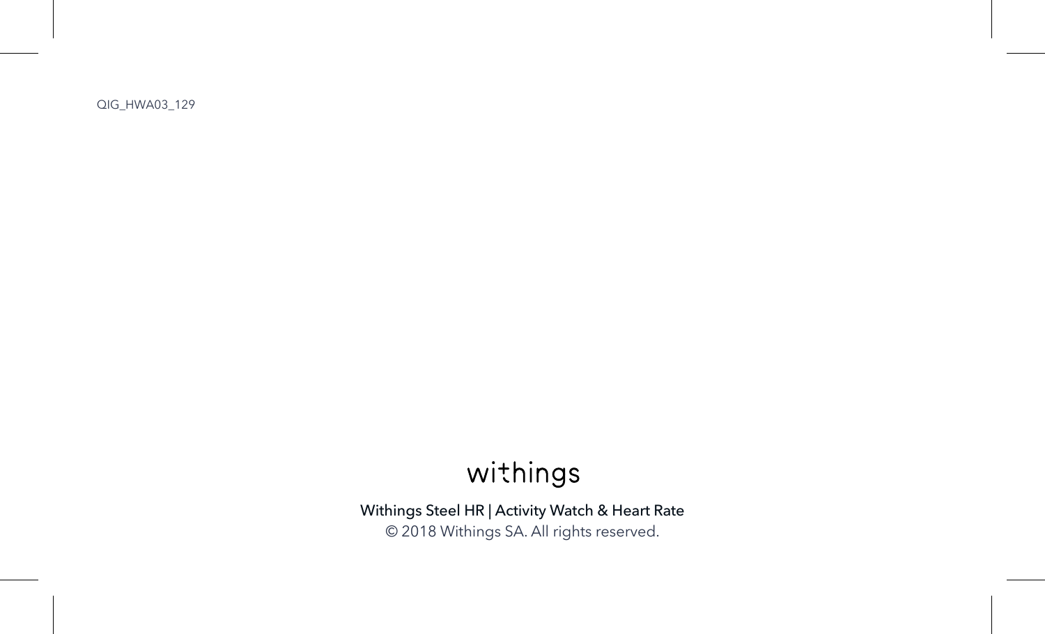QIG_HWA03_129

withings

Withings Steel HR | Activity Watch & Heart Rate

© 2018 Withings SA. All rights reserved.